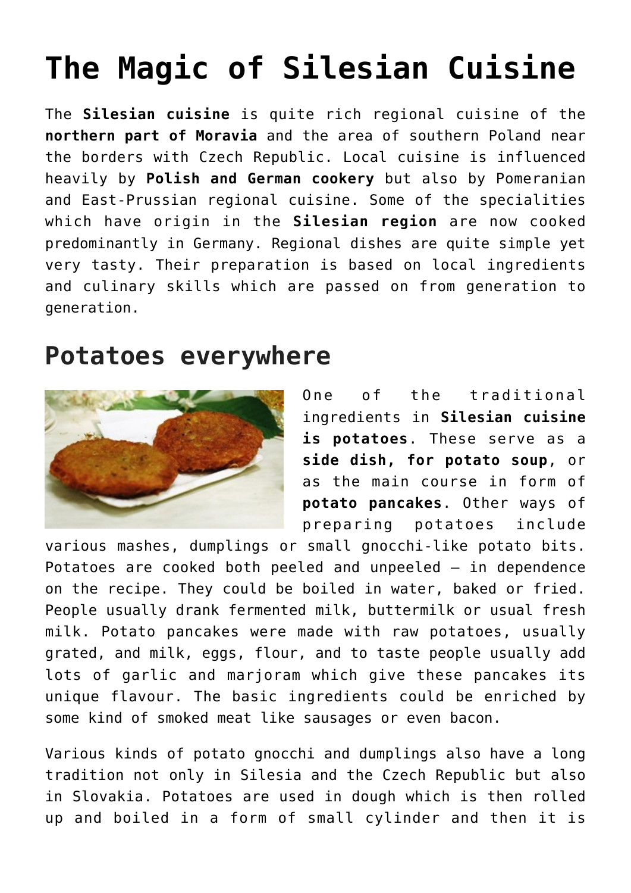# The Magic of Silesian Cuisine

The **Silesian cuisine** is quite rich regional cuisine of the **northern part of Moravia** and the area of southern Poland near the borders with Czech Republic. Local cuisine is influenced heavily by **Polish and German cookery** but also by Pomeranian and East-Prussian regional cuisine. Some of the specialities which have origin in the **Silesian region** are now cooked predominantly in Germany. Regional dishes are quite simple yet very tasty. Their preparation is based on local ingredients and culinary skills which are passed on from generation to generation.

## Potatoes everywhere

One of the traditional ingredients in **Silesian cuisine is potatoes**. These serve as a **side dish, for potato soup**, or as the main course in form of **potato pancakes**. Other ways of preparing potatoes include various mashes, dumplings or small gnocchi-like potato bits. Potatoes are cooked both peeled and unpeeled – in dependence on the recipe. They could be boiled in water, baked or fried. People usually drank fermented milk, buttermilk or usual fresh milk. Potato pancakes were made with raw potatoes, usually grated, and milk, eggs, flour, and to taste people usually add lots of garlic and marjoram which give these pancakes its unique flavour. The basic ingredients could be enriched by some kind of smoked meat like sausages or even bacon.

Various kinds of potato gnocchi and dumplings also have a long tradition not only in Silesia and the Czech Republic but also in Slovakia. Potatoes are used in dough which is then rolled up and boiled in a form of small cylinder and then it is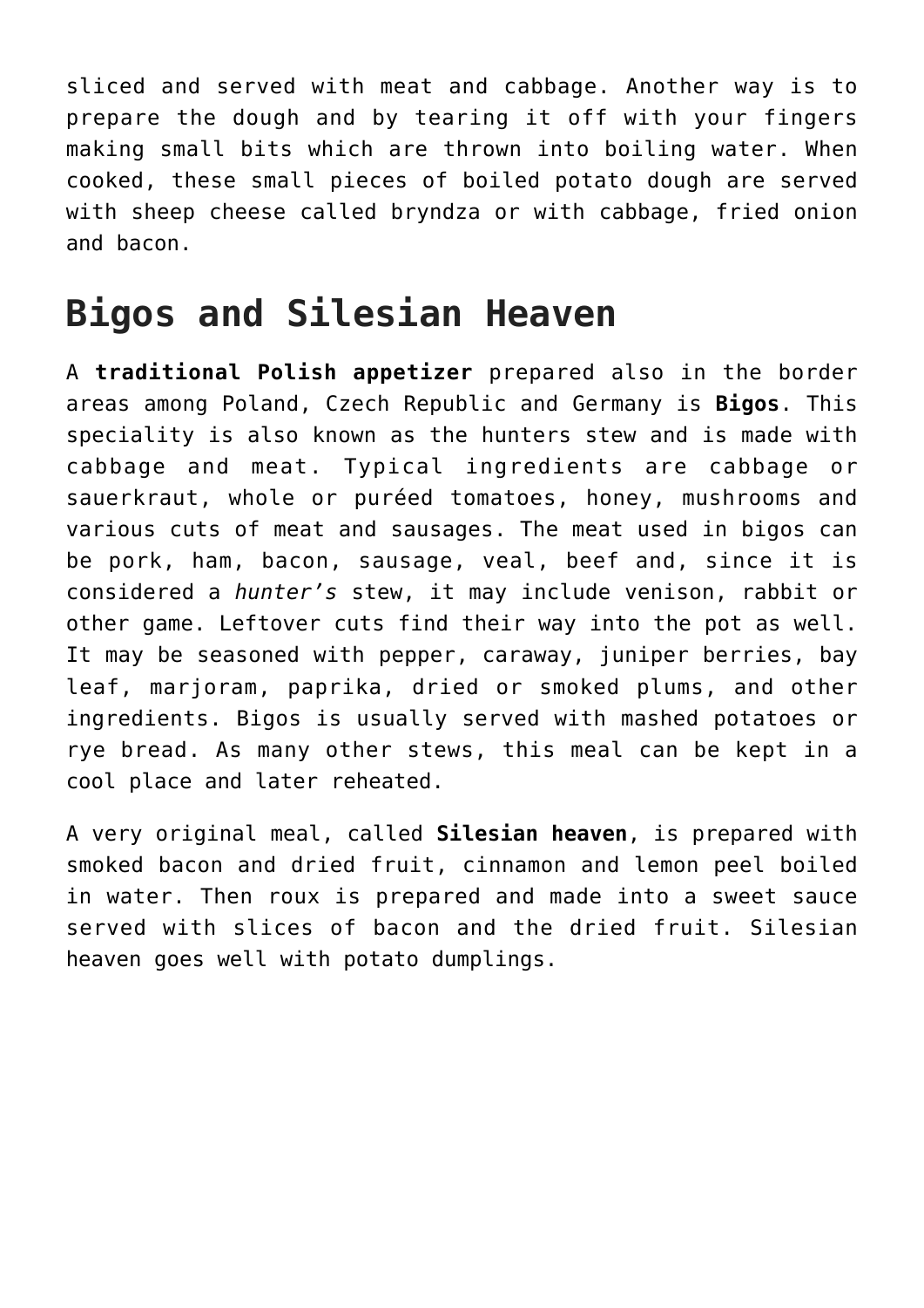sliced and served with meat and cabbage. Another way is to prepare the dough and by tearing it off with your fingers making small bits which are thrown into boiling water. When cooked, these small pieces of boiled potato dough are served with sheep cheese called bryndza or with cabbage, fried onion and bacon.

## Bigos and Silesian Heaven

A **traditional Polish appetizer** prepared also in the border areas among Poland, Czech Republic and Germany is **Bigos**. This speciality is also known as the hunters stew and is made with cabbage and meat. Typical ingredients are cabbage or sauerkraut, whole or puréed tomatoes, honey, mushrooms and various cuts of meat and sausages. The meat used in bigos can be pork, ham, bacon, sausage, veal, beef and, since it is considered a *hunter's* stew, it may include venison, rabbit or other game. Leftover cuts find their way into the pot as well. It may be seasoned with pepper, caraway, juniper berries, bay leaf, marjoram, paprika, dried or smoked plums, and other ingredients. Bigos is usually served with mashed potatoes or rye bread. As many other stews, this meal can be kept in a cool place and later reheated.

A very original meal, called **Silesian heaven**, is prepared with smoked bacon and dried fruit, cinnamon and lemon peel boiled in water. Then roux is prepared and made into a sweet sauce served with slices of bacon and the dried fruit. Silesian heaven goes well with potato dumplings.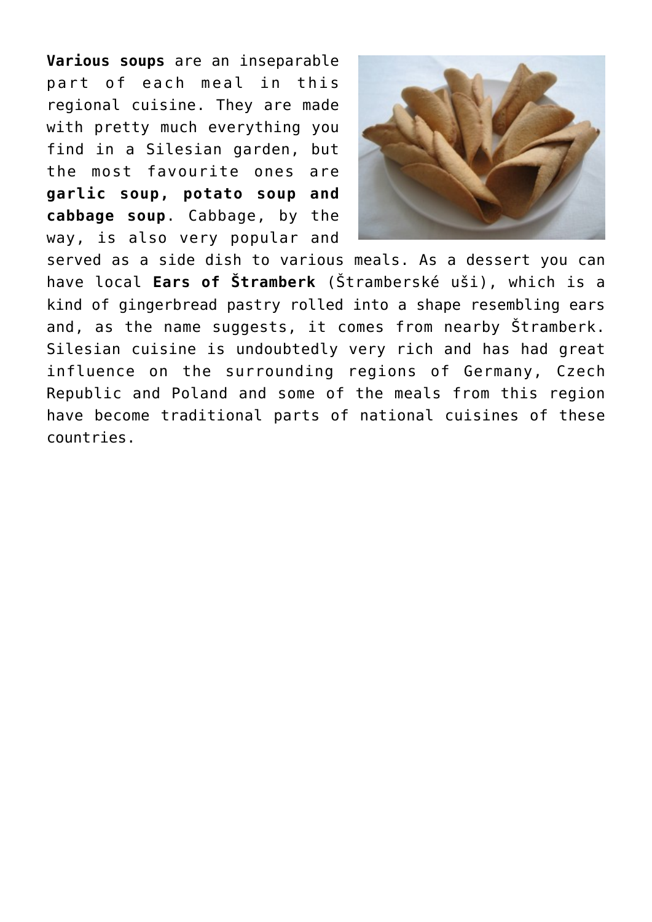**Various soups** are an inseparable part of each meal in this regional cuisine. They are made with pretty much everything you find in a Silesian garden, but the most favourite ones are **garlic soup, potato soup and cabbage soup**. Cabbage, by the way, is also very popular and served as a side dish to various meals. As a dessert you can have local **Ears of Štramberk** (Štramberské uši), which is a kind of gingerbread pastry rolled into a shape resembling ears and, as the name suggests, it comes from nearby Štramberk. Silesian cuisine is undoubtedly very rich and has had great influence on the surrounding regions of Germany, Czech Republic and Poland and some of the meals from this region have become traditional parts of national cuisines of these countries.